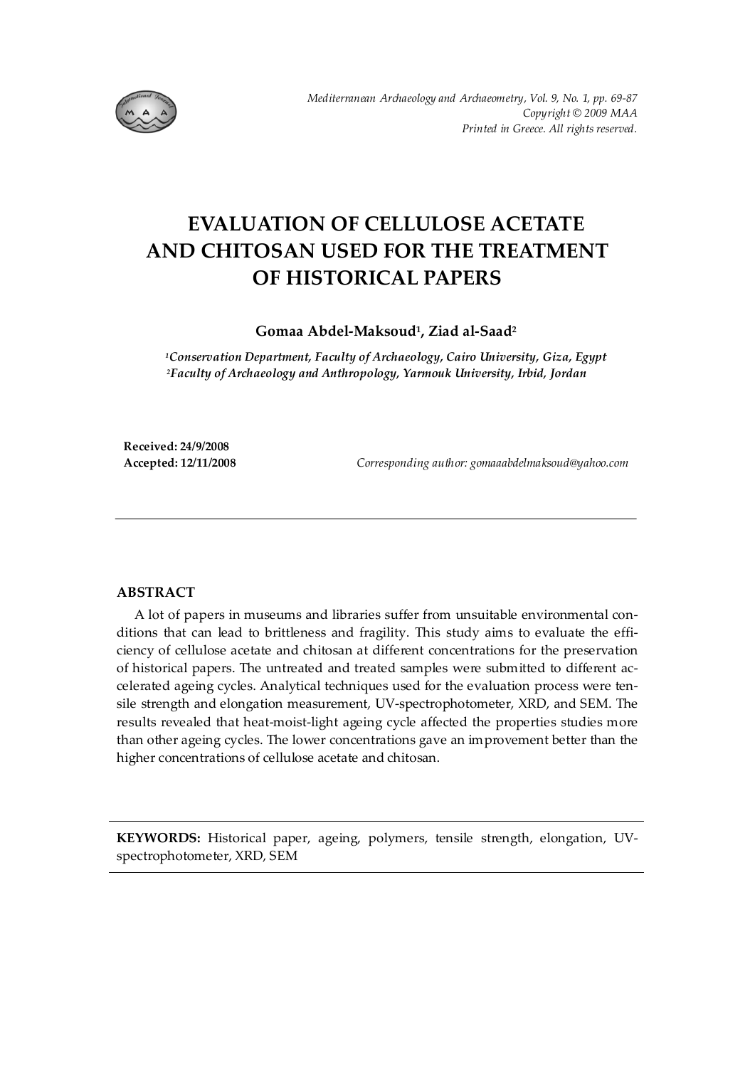# EVALUATION OF CELLULOSE ACETATE AND CHITOSAN USED FOR THE TREATMENT OF HISTORICAL PAPERS

**Gomaa Abdel-Maksoud[1], Ziad al-Saad[2]**

*[1]Conservation Department, Faculty of Archaeology, Cairo University, Giza, Egypt*
*[2]Faculty of Archaeology and Anthropology, Yarmouk University, Irbid, Jordan*

**Received: 24/9/2008**
**Accepted: 12/11/2008**

*Corresponding author: gomaaabdelmaksoud@yahoo.com*

---

## ABSTRACT

A lot of papers in museums and libraries suffer from unsuitable environmental conditions that can lead to brittleness and fragility. This study aims to evaluate the efficiency of cellulose acetate and chitosan at different concentrations for the preservation of historical papers. The untreated and treated samples were submitted to different accelerated ageing cycles. Analytical techniques used for the evaluation process were tensile strength and elongation measurement, UV-spectrophotometer, XRD, and SEM. The results revealed that heat-moist-light ageing cycle affected the properties studies more than other ageing cycles. The lower concentrations gave an improvement better than the higher concentrations of cellulose acetate and chitosan.

---

**KEYWORDS:** Historical paper, ageing, polymers, tensile strength, elongation, UV-spectrophotometer, XRD, SEM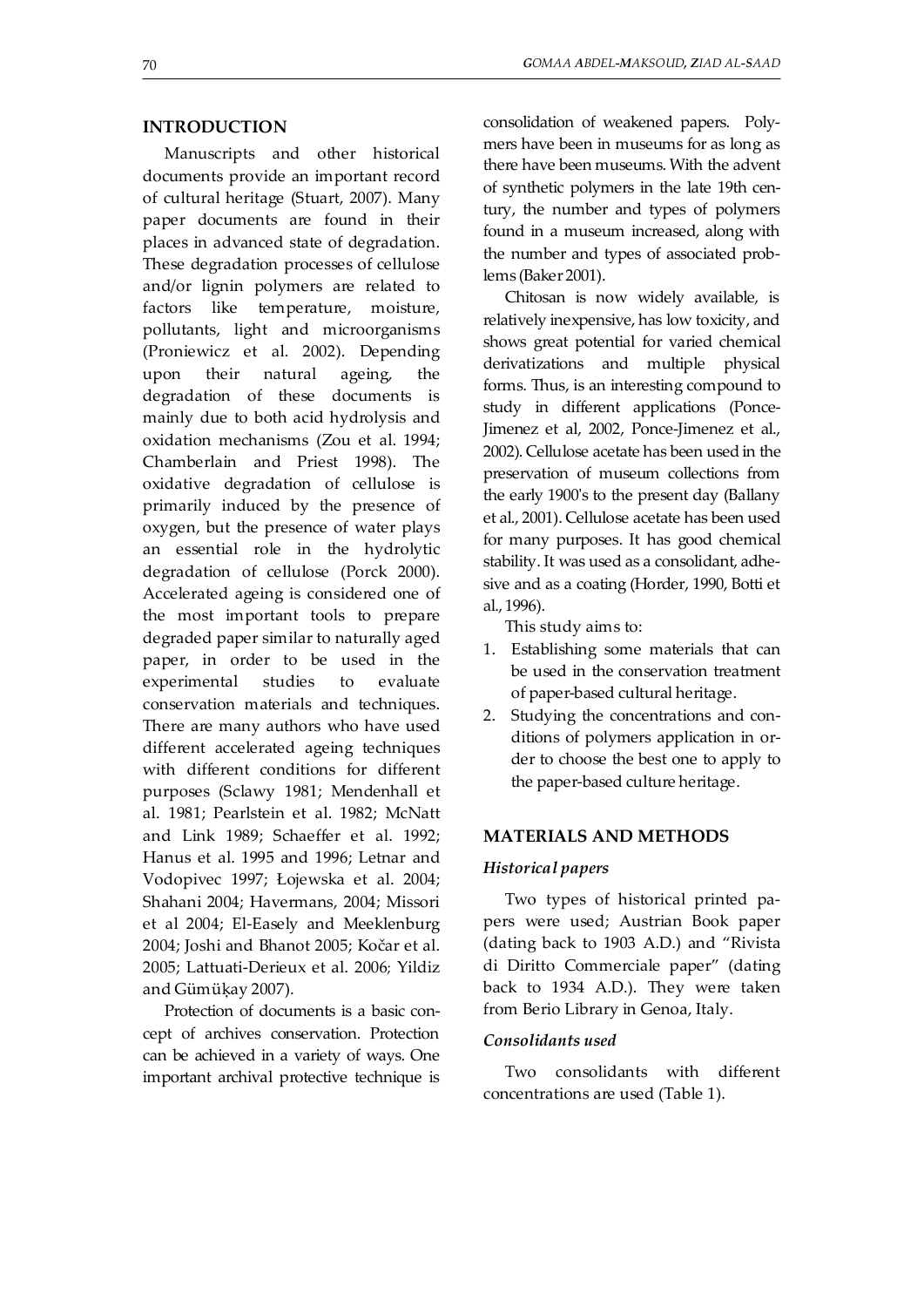## INTRODUCTION

Manuscripts and other historical documents provide an important record of cultural heritage (Stuart, 2007). Many paper documents are found in their places in advanced state of degradation. These degradation processes of cellulose and/or lignin polymers are related to factors like temperature, moisture, pollutants, light and microorganisms (Proniewicz et al. 2002). Depending upon their natural ageing, the degradation of these documents is mainly due to both acid hydrolysis and oxidation mechanisms (Zou et al. 1994; Chamberlain and Priest 1998). The oxidative degradation of cellulose is primarily induced by the presence of oxygen, but the presence of water plays an essential role in the hydrolytic degradation of cellulose (Porck 2000). Accelerated ageing is considered one of the most important tools to prepare degraded paper similar to naturally aged paper, in order to be used in the experimental studies to evaluate conservation materials and techniques. There are many authors who have used different accelerated ageing techniques with different conditions for different purposes (Sclawy 1981; Mendenhall et al. 1981; Pearlstein et al. 1982; McNatt and Link 1989; Schaeffer et al. 1992; Hanus et al. 1995 and 1996; Letnar and Vodopivec 1997; Łojewska et al. 2004; Shahani 2004; Havermans, 2004; Missori et al 2004; El-Easely and Meeklenburg 2004; Joshi and Bhanot 2005; Kočar et al. 2005; Lattuati-Derieux et al. 2006; Yildiz and Gümüķay 2007).

Protection of documents is a basic concept of archives conservation. Protection can be achieved in a variety of ways. One important archival protective technique is consolidation of weakened papers. Polymers have been in museums for as long as there have been museums. With the advent of synthetic polymers in the late 19th century, the number and types of polymers found in a museum increased, along with the number and types of associated problems (Baker 2001).

Chitosan is now widely available, is relatively inexpensive, has low toxicity, and shows great potential for varied chemical derivatizations and multiple physical forms. Thus, is an interesting compound to study in different applications (Ponce-Jimenez et al, 2002, Ponce-Jimenez et al., 2002). Cellulose acetate has been used in the preservation of museum collections from the early 1900's to the present day (Ballany et al., 2001). Cellulose acetate has been used for many purposes. It has good chemical stability. It was used as a consolidant, adhesive and as a coating (Horder, 1990, Botti et al., 1996).

This study aims to:

1. Establishing some materials that can be used in the conservation treatment of paper-based cultural heritage.
2. Studying the concentrations and conditions of polymers application in order to choose the best one to apply to the paper-based culture heritage.

## MATERIALS AND METHODS

### *Historical papers*

Two types of historical printed papers were used; Austrian Book paper (dating back to 1903 A.D.) and "Rivista di Diritto Commerciale paper" (dating back to 1934 A.D.). They were taken from Berio Library in Genoa, Italy.

### *Consolidants used*

Two consolidants with different concentrations are used (Table 1).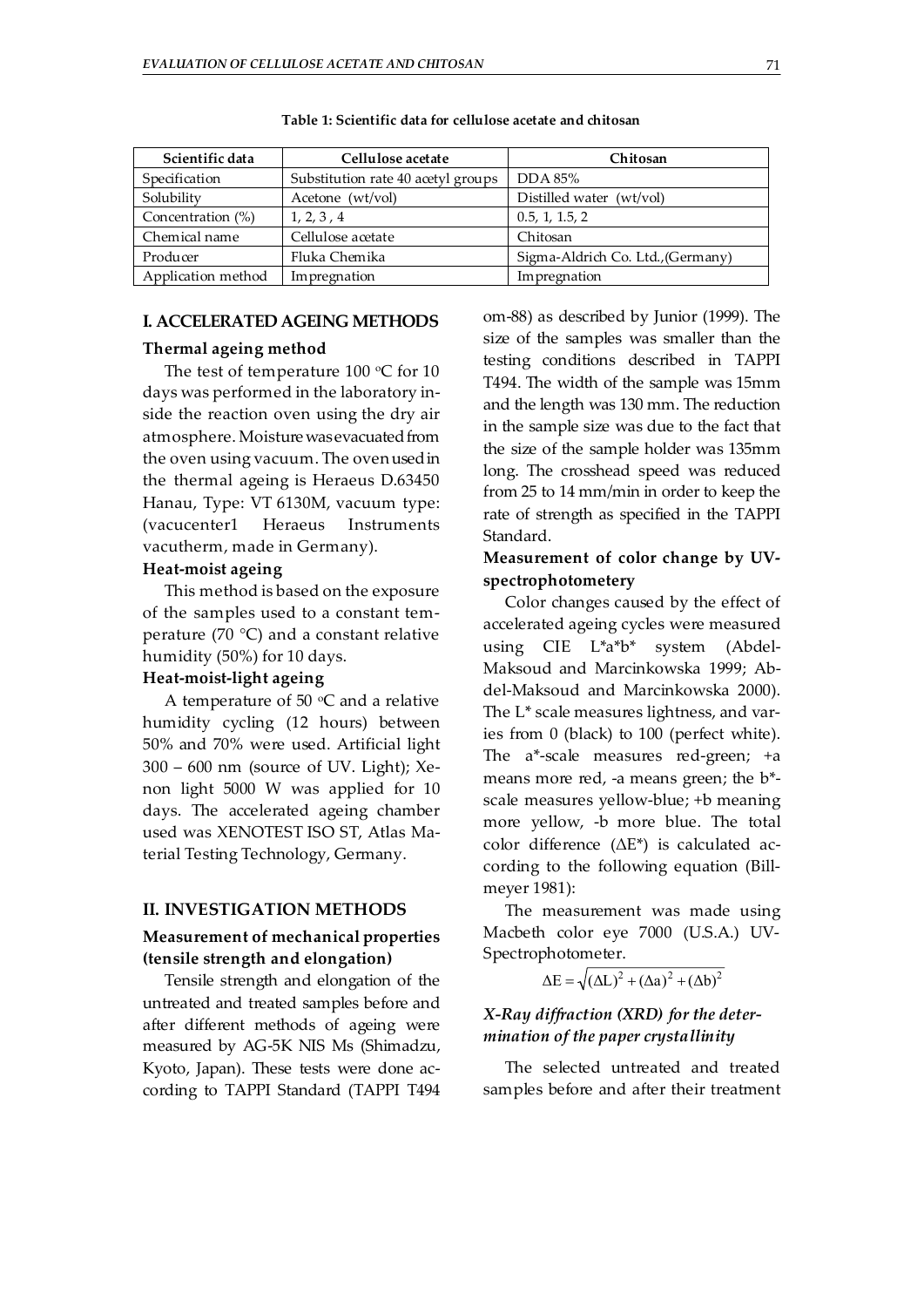**Table 1: Scientific data for cellulose acetate and chitosan**

| Scientific data | Cellulose acetate | Chitosan |
|---|---|---|
| Specification | Substitution rate 40 acetyl groups | DDA 85% |
| Solubility | Acetone (wt/vol) | Distilled water (wt/vol) |
| Concentration (%) | 1, 2, 3 , 4 | 0.5, 1, 1.5, 2 |
| Chemical name | Cellulose acetate | Chitosan |
| Producer | Fluka Chemika | Sigma-Aldrich Co. Ltd.,(Germany) |
| Application method | Impregnation | Impregnation |

## I. ACCELERATED AGEING METHODS

### Thermal ageing method

The test of temperature 100 °C for 10 days was performed in the laboratory inside the reaction oven using the dry air atmosphere. Moisture was evacuated from the oven using vacuum. The oven used in the thermal ageing is Heraeus D.63450 Hanau, Type: VT 6130M, vacuum type: (vacucenter1 Heraeus Instruments vacutherm, made in Germany).

### Heat-moist ageing

This method is based on the exposure of the samples used to a constant temperature (70 °C) and a constant relative humidity (50%) for 10 days.

### Heat-moist-light ageing

A temperature of 50 °C and a relative humidity cycling (12 hours) between 50% and 70% were used. Artificial light 300 – 600 nm (source of UV. Light); Xenon light 5000 W was applied for 10 days. The accelerated ageing chamber used was XENOTEST ISO ST, Atlas Material Testing Technology, Germany.

## II. INVESTIGATION METHODS

### Measurement of mechanical properties (tensile strength and elongation)

Tensile strength and elongation of the untreated and treated samples before and after different methods of ageing were measured by AG-5K NIS Ms (Shimadzu, Kyoto, Japan). These tests were done according to TAPPI Standard (TAPPI T494 om-88) as described by Junior (1999). The size of the samples was smaller than the testing conditions described in TAPPI T494. The width of the sample was 15mm and the length was 130 mm. The reduction in the sample size was due to the fact that the size of the sample holder was 135mm long. The crosshead speed was reduced from 25 to 14 mm/min in order to keep the rate of strength as specified in the TAPPI Standard.

### Measurement of color change by UV-spectrophotometery

Color changes caused by the effect of accelerated ageing cycles were measured using CIE L*a*b* system (Abdel-Maksoud and Marcinkowska 1999; Abdel-Maksoud and Marcinkowska 2000). The L* scale measures lightness, and varies from 0 (black) to 100 (perfect white). The a*-scale measures red-green; +a means more red, -a means green; the b*-scale measures yellow-blue; +b meaning more yellow, -b more blue. The total color difference (ΔE*) is calculated according to the following equation (Billmeyer 1981):

The measurement was made using Macbeth color eye 7000 (U.S.A.) UV-Spectrophotometer.

$$\Delta E = \sqrt{(\Delta L)^2 + (\Delta a)^2 + (\Delta b)^2}$$

### *X-Ray diffraction (XRD) for the determination of the paper crystallinity*

The selected untreated and treated samples before and after their treatment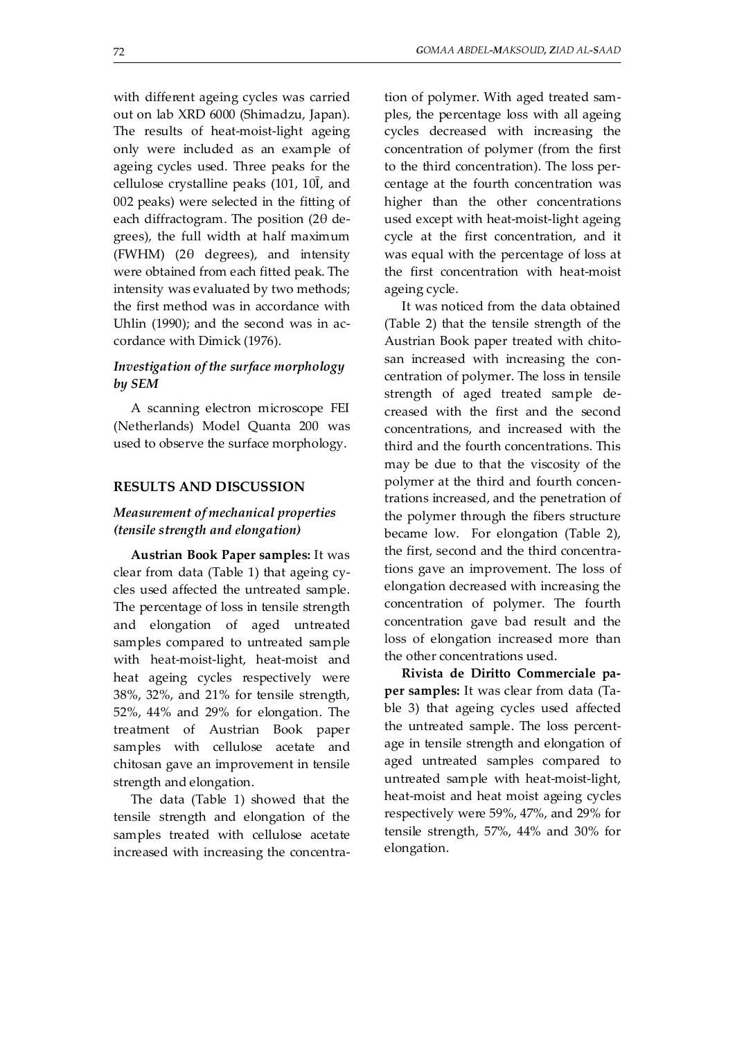with different ageing cycles was carried out on lab XRD 6000 (Shimadzu, Japan). The results of heat-moist-light ageing only were included as an example of ageing cycles used. Three peaks for the cellulose crystalline peaks (101, 10Ī, and 002 peaks) were selected in the fitting of each diffractogram. The position (2θ degrees), the full width at half maximum (FWHM) (2θ degrees), and intensity were obtained from each fitted peak. The intensity was evaluated by two methods; the first method was in accordance with Uhlin (1990); and the second was in accordance with Dimick (1976).

### *Investigation of the surface morphology by SEM*

A scanning electron microscope FEI (Netherlands) Model Quanta 200 was used to observe the surface morphology.

## RESULTS AND DISCUSSION

### *Measurement of mechanical properties (tensile strength and elongation)*

**Austrian Book Paper samples:** It was clear from data (Table 1) that ageing cycles used affected the untreated sample. The percentage of loss in tensile strength and elongation of aged untreated samples compared to untreated sample with heat-moist-light, heat-moist and heat ageing cycles respectively were 38%, 32%, and 21% for tensile strength, 52%, 44% and 29% for elongation. The treatment of Austrian Book paper samples with cellulose acetate and chitosan gave an improvement in tensile strength and elongation.

The data (Table 1) showed that the tensile strength and elongation of the samples treated with cellulose acetate increased with increasing the concentration of polymer. With aged treated samples, the percentage loss with all ageing cycles decreased with increasing the concentration of polymer (from the first to the third concentration). The loss percentage at the fourth concentration was higher than the other concentrations used except with heat-moist-light ageing cycle at the first concentration, and it was equal with the percentage of loss at the first concentration with heat-moist ageing cycle.

It was noticed from the data obtained (Table 2) that the tensile strength of the Austrian Book paper treated with chitosan increased with increasing the concentration of polymer. The loss in tensile strength of aged treated sample decreased with the first and the second concentrations, and increased with the third and the fourth concentrations. This may be due to that the viscosity of the polymer at the third and fourth concentrations increased, and the penetration of the polymer through the fibers structure became low. For elongation (Table 2), the first, second and the third concentrations gave an improvement. The loss of elongation decreased with increasing the concentration of polymer. The fourth concentration gave bad result and the loss of elongation increased more than the other concentrations used.

**Rivista de Diritto Commerciale paper samples:** It was clear from data (Table 3) that ageing cycles used affected the untreated sample. The loss percentage in tensile strength and elongation of aged untreated samples compared to untreated sample with heat-moist-light, heat-moist and heat moist ageing cycles respectively were 59%, 47%, and 29% for tensile strength, 57%, 44% and 30% for elongation.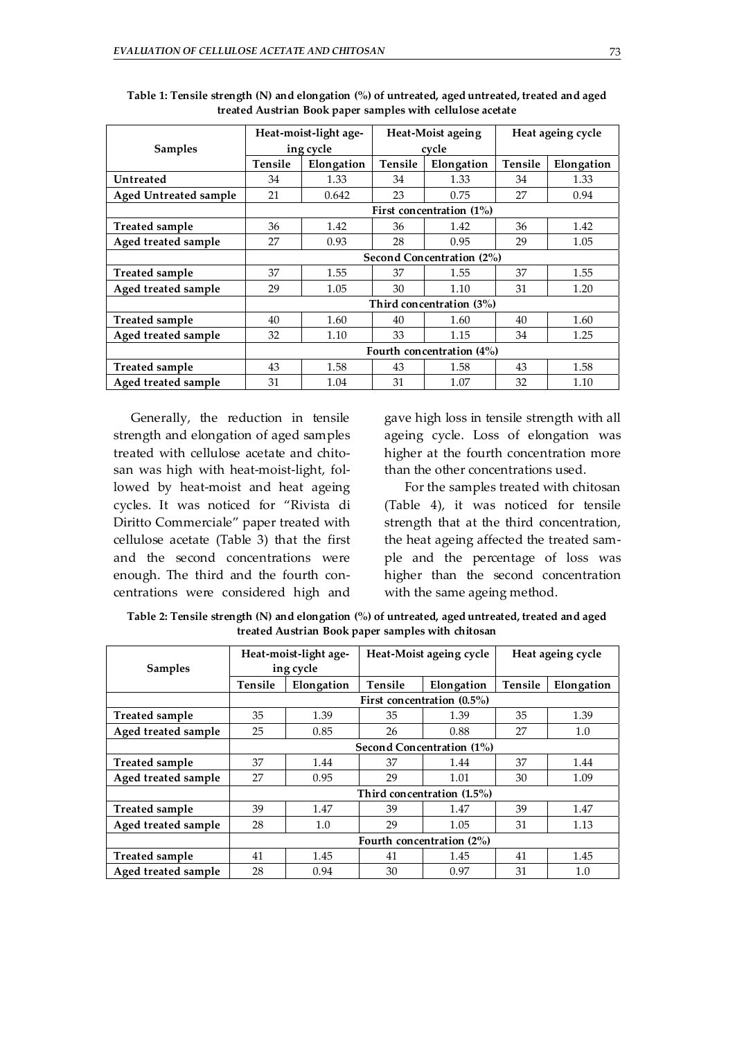**Table 1: Tensile strength (N) and elongation (%) of untreated, aged untreated, treated and aged treated Austrian Book paper samples with cellulose acetate**

| Samples | Heat-moist-light ageing cycle | | Heat-Moist ageing cycle | | Heat ageing cycle | |
|---|---|---|---|---|---|---|
| | Tensile | Elongation | Tensile | Elongation | Tensile | Elongation |
| Untreated | 34 | 1.33 | 34 | 1.33 | 34 | 1.33 |
| Aged Untreated sample | 21 | 0.642 | 23 | 0.75 | 27 | 0.94 |
| | First concentration (1%) | | | | | |
| Treated sample | 36 | 1.42 | 36 | 1.42 | 36 | 1.42 |
| Aged treated sample | 27 | 0.93 | 28 | 0.95 | 29 | 1.05 |
| | Second Concentration (2%) | | | | | |
| Treated sample | 37 | 1.55 | 37 | 1.55 | 37 | 1.55 |
| Aged treated sample | 29 | 1.05 | 30 | 1.10 | 31 | 1.20 |
| | Third concentration (3%) | | | | | |
| Treated sample | 40 | 1.60 | 40 | 1.60 | 40 | 1.60 |
| Aged treated sample | 32 | 1.10 | 33 | 1.15 | 34 | 1.25 |
| | Fourth concentration (4%) | | | | | |
| Treated sample | 43 | 1.58 | 43 | 1.58 | 43 | 1.58 |
| Aged treated sample | 31 | 1.04 | 31 | 1.07 | 32 | 1.10 |

Generally, the reduction in tensile strength and elongation of aged samples treated with cellulose acetate and chitosan was high with heat-moist-light, followed by heat-moist and heat ageing cycles. It was noticed for "Rivista di Diritto Commerciale" paper treated with cellulose acetate (Table 3) that the first and the second concentrations were enough. The third and the fourth concentrations were considered high and gave high loss in tensile strength with all ageing cycle. Loss of elongation was higher at the fourth concentration more than the other concentrations used.

For the samples treated with chitosan (Table 4), it was noticed for tensile strength that at the third concentration, the heat ageing affected the treated sample and the percentage of loss was higher than the second concentration with the same ageing method.

**Table 2: Tensile strength (N) and elongation (%) of untreated, aged untreated, treated and aged treated Austrian Book paper samples with chitosan**

| Samples | Heat-moist-light ageing cycle | | Heat-Moist ageing cycle | | Heat ageing cycle | |
|---|---|---|---|---|---|---|
| | Tensile | Elongation | Tensile | Elongation | Tensile | Elongation |
| | First concentration (0.5%) | | | | | |
| Treated sample | 35 | 1.39 | 35 | 1.39 | 35 | 1.39 |
| Aged treated sample | 25 | 0.85 | 26 | 0.88 | 27 | 1.0 |
| | Second Concentration (1%) | | | | | |
| Treated sample | 37 | 1.44 | 37 | 1.44 | 37 | 1.44 |
| Aged treated sample | 27 | 0.95 | 29 | 1.01 | 30 | 1.09 |
| | Third concentration (1.5%) | | | | | |
| Treated sample | 39 | 1.47 | 39 | 1.47 | 39 | 1.47 |
| Aged treated sample | 28 | 1.0 | 29 | 1.05 | 31 | 1.13 |
| | Fourth concentration (2%) | | | | | |
| Treated sample | 41 | 1.45 | 41 | 1.45 | 41 | 1.45 |
| Aged treated sample | 28 | 0.94 | 30 | 0.97 | 31 | 1.0 |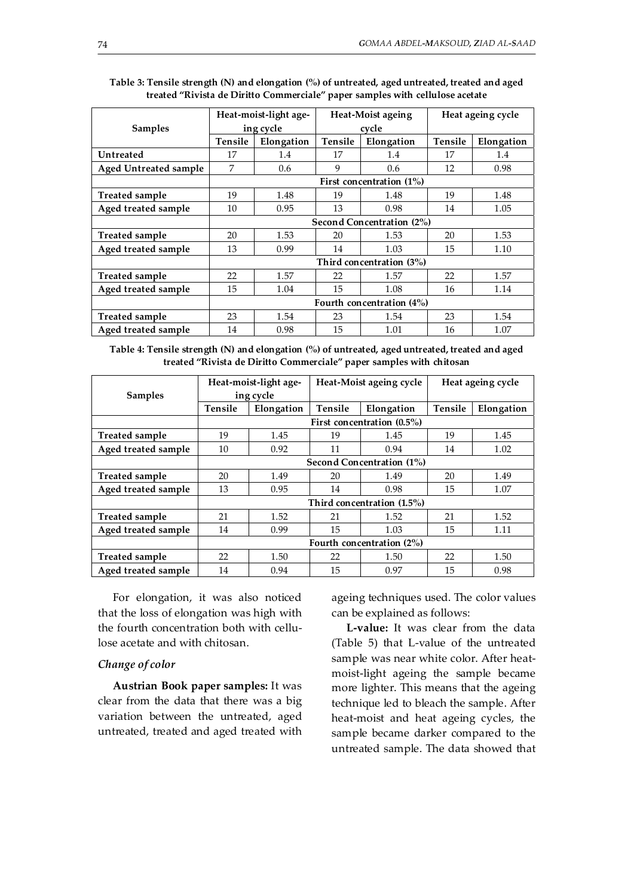**Table 3: Tensile strength (N) and elongation (%) of untreated, aged untreated, treated and aged treated "Rivista de Diritto Commerciale" paper samples with cellulose acetate**

| Samples | Heat-moist-light ageing cycle | | Heat-Moist ageing cycle | | Heat ageing cycle | |
|---|---|---|---|---|---|---|
| | Tensile | Elongation | Tensile | Elongation | Tensile | Elongation |
| Untreated | 17 | 1.4 | 17 | 1.4 | 17 | 1.4 |
| Aged Untreated sample | 7 | 0.6 | 9 | 0.6 | 12 | 0.98 |
| | First concentration (1%) | | | | | |
| Treated sample | 19 | 1.48 | 19 | 1.48 | 19 | 1.48 |
| Aged treated sample | 10 | 0.95 | 13 | 0.98 | 14 | 1.05 |
| | Second Concentration (2%) | | | | | |
| Treated sample | 20 | 1.53 | 20 | 1.53 | 20 | 1.53 |
| Aged treated sample | 13 | 0.99 | 14 | 1.03 | 15 | 1.10 |
| | Third concentration (3%) | | | | | |
| Treated sample | 22 | 1.57 | 22 | 1.57 | 22 | 1.57 |
| Aged treated sample | 15 | 1.04 | 15 | 1.08 | 16 | 1.14 |
| | Fourth concentration (4%) | | | | | |
| Treated sample | 23 | 1.54 | 23 | 1.54 | 23 | 1.54 |
| Aged treated sample | 14 | 0.98 | 15 | 1.01 | 16 | 1.07 |

**Table 4: Tensile strength (N) and elongation (%) of untreated, aged untreated, treated and aged treated "Rivista de Diritto Commerciale" paper samples with chitosan**

| Samples | Heat-moist-light ageing cycle | | Heat-Moist ageing cycle | | Heat ageing cycle | |
|---|---|---|---|---|---|---|
| | Tensile | Elongation | Tensile | Elongation | Tensile | Elongation |
| | First concentration (0.5%) | | | | | |
| Treated sample | 19 | 1.45 | 19 | 1.45 | 19 | 1.45 |
| Aged treated sample | 10 | 0.92 | 11 | 0.94 | 14 | 1.02 |
| | Second Concentration (1%) | | | | | |
| Treated sample | 20 | 1.49 | 20 | 1.49 | 20 | 1.49 |
| Aged treated sample | 13 | 0.95 | 14 | 0.98 | 15 | 1.07 |
| | Third concentration (1.5%) | | | | | |
| Treated sample | 21 | 1.52 | 21 | 1.52 | 21 | 1.52 |
| Aged treated sample | 14 | 0.99 | 15 | 1.03 | 15 | 1.11 |
| | Fourth concentration (2%) | | | | | |
| Treated sample | 22 | 1.50 | 22 | 1.50 | 22 | 1.50 |
| Aged treated sample | 14 | 0.94 | 15 | 0.97 | 15 | 0.98 |

For elongation, it was also noticed that the loss of elongation was high with the fourth concentration both with cellulose acetate and with chitosan.

### *Change of color*

**Austrian Book paper samples:** It was clear from the data that there was a big variation between the untreated, aged untreated, treated and aged treated with ageing techniques used. The color values can be explained as follows:

**L-value:** It was clear from the data (Table 5) that L-value of the untreated sample was near white color. After heat-moist-light ageing the sample became more lighter. This means that the ageing technique led to bleach the sample. After heat-moist and heat ageing cycles, the sample became darker compared to the untreated sample. The data showed that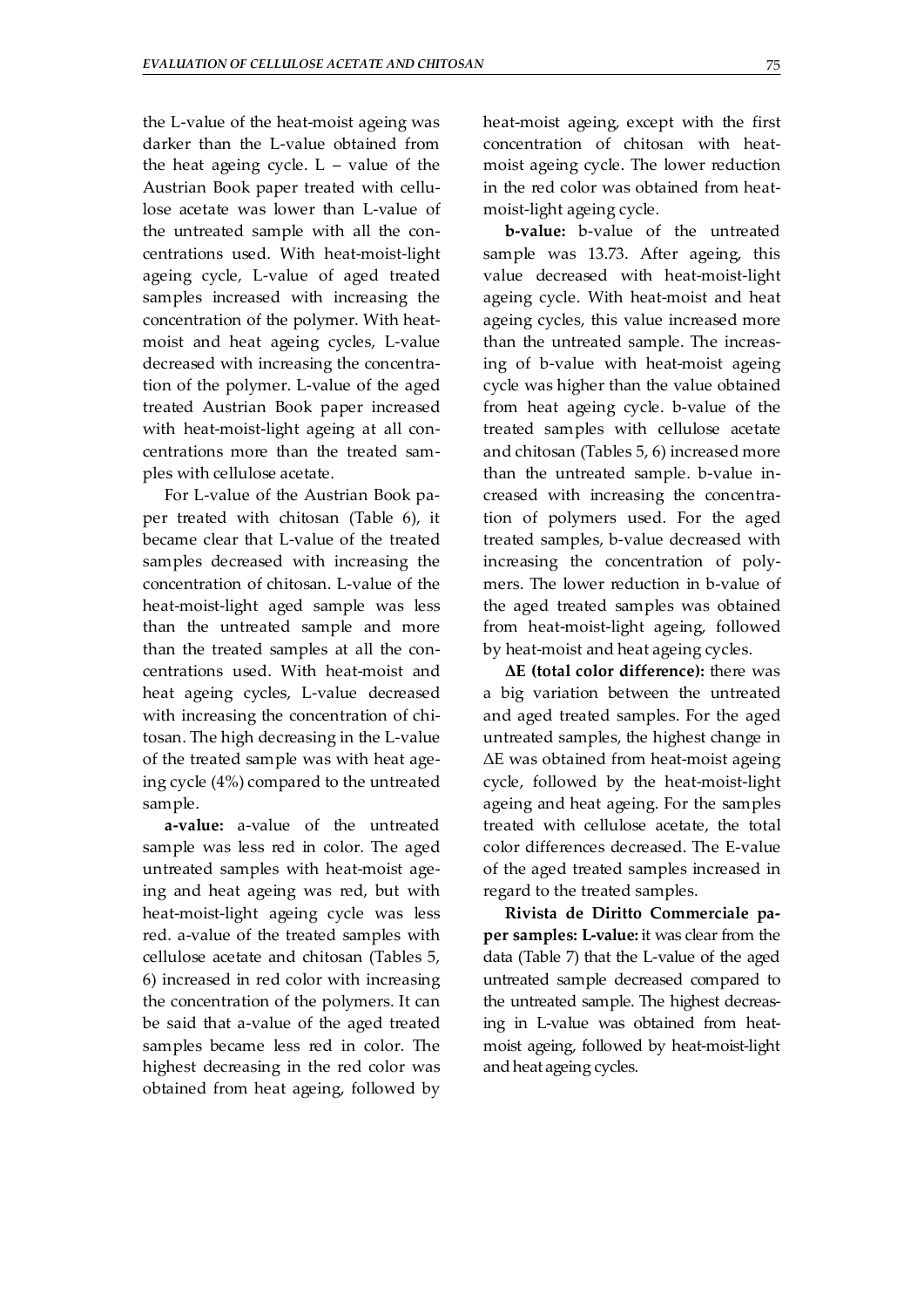the L-value of the heat-moist ageing was darker than the L-value obtained from the heat ageing cycle. L – value of the Austrian Book paper treated with cellulose acetate was lower than L-value of the untreated sample with all the concentrations used. With heat-moist-light ageing cycle, L-value of aged treated samples increased with increasing the concentration of the polymer. With heat-moist and heat ageing cycles, L-value decreased with increasing the concentration of the polymer. L-value of the aged treated Austrian Book paper increased with heat-moist-light ageing at all concentrations more than the treated samples with cellulose acetate.

For L-value of the Austrian Book paper treated with chitosan (Table 6), it became clear that L-value of the treated samples decreased with increasing the concentration of chitosan. L-value of the heat-moist-light aged sample was less than the untreated sample and more than the treated samples at all the concentrations used. With heat-moist and heat ageing cycles, L-value decreased with increasing the concentration of chitosan. The high decreasing in the L-value of the treated sample was with heat ageing cycle (4%) compared to the untreated sample.

**a-value:** a-value of the untreated sample was less red in color. The aged untreated samples with heat-moist ageing and heat ageing was red, but with heat-moist-light ageing cycle was less red. a-value of the treated samples with cellulose acetate and chitosan (Tables 5, 6) increased in red color with increasing the concentration of the polymers. It can be said that a-value of the aged treated samples became less red in color. The highest decreasing in the red color was obtained from heat ageing, followed by heat-moist ageing, except with the first concentration of chitosan with heat-moist ageing cycle. The lower reduction in the red color was obtained from heat-moist-light ageing cycle.

**b-value:** b-value of the untreated sample was 13.73. After ageing, this value decreased with heat-moist-light ageing cycle. With heat-moist and heat ageing cycles, this value increased more than the untreated sample. The increasing of b-value with heat-moist ageing cycle was higher than the value obtained from heat ageing cycle. b-value of the treated samples with cellulose acetate and chitosan (Tables 5, 6) increased more than the untreated sample. b-value increased with increasing the concentration of polymers used. For the aged treated samples, b-value decreased with increasing the concentration of polymers. The lower reduction in b-value of the aged treated samples was obtained from heat-moist-light ageing, followed by heat-moist and heat ageing cycles.

**ΔE (total color difference):** there was a big variation between the untreated and aged treated samples. For the aged untreated samples, the highest change in ΔE was obtained from heat-moist ageing cycle, followed by the heat-moist-light ageing and heat ageing. For the samples treated with cellulose acetate, the total color differences decreased. The E-value of the aged treated samples increased in regard to the treated samples.

**Rivista de Diritto Commerciale paper samples: L-value:** it was clear from the data (Table 7) that the L-value of the aged untreated sample decreased compared to the untreated sample. The highest decreasing in L-value was obtained from heat-moist ageing, followed by heat-moist-light and heat ageing cycles.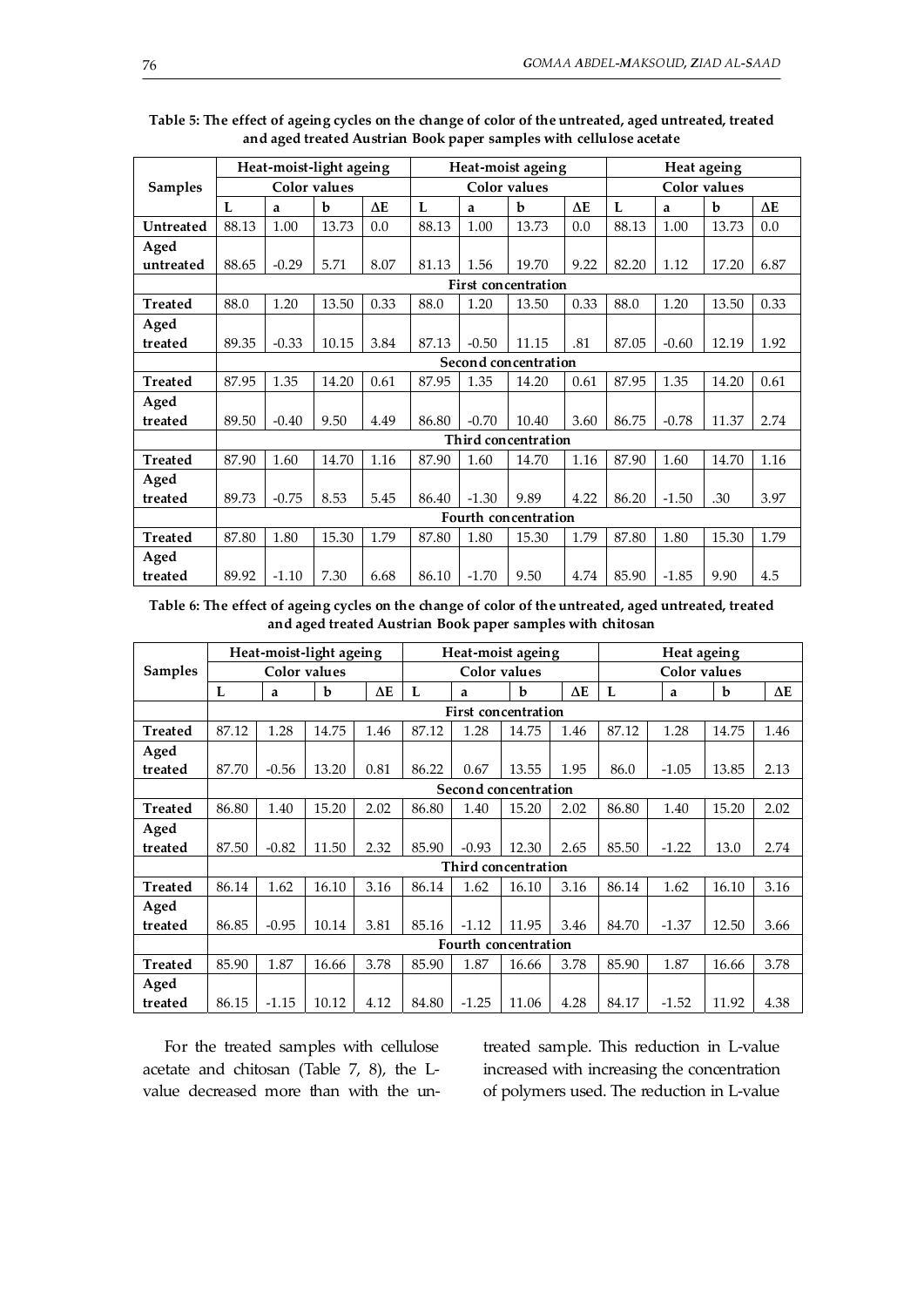**Table 5: The effect of ageing cycles on the change of color of the untreated, aged untreated, treated and aged treated Austrian Book paper samples with cellulose acetate**

| Samples | Heat-moist-light ageing | | | | Heat-moist ageing | | | | Heat ageing | | | |
|---|---|---|---|---|---|---|---|---|---|---|---|---|
| | Color values | | | | Color values | | | | Color values | | | |
| | L | a | b | ΔE | L | a | b | ΔE | L | a | b | ΔE |
| Untreated | 88.13 | 1.00 | 13.73 | 0.0 | 88.13 | 1.00 | 13.73 | 0.0 | 88.13 | 1.00 | 13.73 | 0.0 |
| Aged untreated | 88.65 | -0.29 | 5.71 | 8.07 | 81.13 | 1.56 | 19.70 | 9.22 | 82.20 | 1.12 | 17.20 | 6.87 |
| | First concentration | | | | | | | | | | | |
| Treated | 88.0 | 1.20 | 13.50 | 0.33 | 88.0 | 1.20 | 13.50 | 0.33 | 88.0 | 1.20 | 13.50 | 0.33 |
| Aged treated | 89.35 | -0.33 | 10.15 | 3.84 | 87.13 | -0.50 | 11.15 | .81 | 87.05 | -0.60 | 12.19 | 1.92 |
| | Second concentration | | | | | | | | | | | |
| Treated | 87.95 | 1.35 | 14.20 | 0.61 | 87.95 | 1.35 | 14.20 | 0.61 | 87.95 | 1.35 | 14.20 | 0.61 |
| Aged treated | 89.50 | -0.40 | 9.50 | 4.49 | 86.80 | -0.70 | 10.40 | 3.60 | 86.75 | -0.78 | 11.37 | 2.74 |
| | Third concentration | | | | | | | | | | | |
| Treated | 87.90 | 1.60 | 14.70 | 1.16 | 87.90 | 1.60 | 14.70 | 1.16 | 87.90 | 1.60 | 14.70 | 1.16 |
| Aged treated | 89.73 | -0.75 | 8.53 | 5.45 | 86.40 | -1.30 | 9.89 | 4.22 | 86.20 | -1.50 | .30 | 3.97 |
| | Fourth concentration | | | | | | | | | | | |
| Treated | 87.80 | 1.80 | 15.30 | 1.79 | 87.80 | 1.80 | 15.30 | 1.79 | 87.80 | 1.80 | 15.30 | 1.79 |
| Aged treated | 89.92 | -1.10 | 7.30 | 6.68 | 86.10 | -1.70 | 9.50 | 4.74 | 85.90 | -1.85 | 9.90 | 4.5 |

**Table 6: The effect of ageing cycles on the change of color of the untreated, aged untreated, treated and aged treated Austrian Book paper samples with chitosan**

| Samples | Heat-moist-light ageing | | | | Heat-moist ageing | | | | Heat ageing | | | |
|---|---|---|---|---|---|---|---|---|---|---|---|---|
| | Color values | | | | Color values | | | | Color values | | | |
| | L | a | b | ΔE | L | a | b | ΔE | L | a | b | ΔE |
| | First concentration | | | | | | | | | | | |
| Treated | 87.12 | 1.28 | 14.75 | 1.46 | 87.12 | 1.28 | 14.75 | 1.46 | 87.12 | 1.28 | 14.75 | 1.46 |
| Aged treated | 87.70 | -0.56 | 13.20 | 0.81 | 86.22 | 0.67 | 13.55 | 1.95 | 86.0 | -1.05 | 13.85 | 2.13 |
| | Second concentration | | | | | | | | | | | |
| Treated | 86.80 | 1.40 | 15.20 | 2.02 | 86.80 | 1.40 | 15.20 | 2.02 | 86.80 | 1.40 | 15.20 | 2.02 |
| Aged treated | 87.50 | -0.82 | 11.50 | 2.32 | 85.90 | -0.93 | 12.30 | 2.65 | 85.50 | -1.22 | 13.0 | 2.74 |
| | Third concentration | | | | | | | | | | | |
| Treated | 86.14 | 1.62 | 16.10 | 3.16 | 86.14 | 1.62 | 16.10 | 3.16 | 86.14 | 1.62 | 16.10 | 3.16 |
| Aged treated | 86.85 | -0.95 | 10.14 | 3.81 | 85.16 | -1.12 | 11.95 | 3.46 | 84.70 | -1.37 | 12.50 | 3.66 |
| | Fourth concentration | | | | | | | | | | | |
| Treated | 85.90 | 1.87 | 16.66 | 3.78 | 85.90 | 1.87 | 16.66 | 3.78 | 85.90 | 1.87 | 16.66 | 3.78 |
| Aged treated | 86.15 | -1.15 | 10.12 | 4.12 | 84.80 | -1.25 | 11.06 | 4.28 | 84.17 | -1.52 | 11.92 | 4.38 |

For the treated samples with cellulose acetate and chitosan (Table 7, 8), the L-value decreased more than with the untreated sample. This reduction in L-value increased with increasing the concentration of polymers used. The reduction in L-value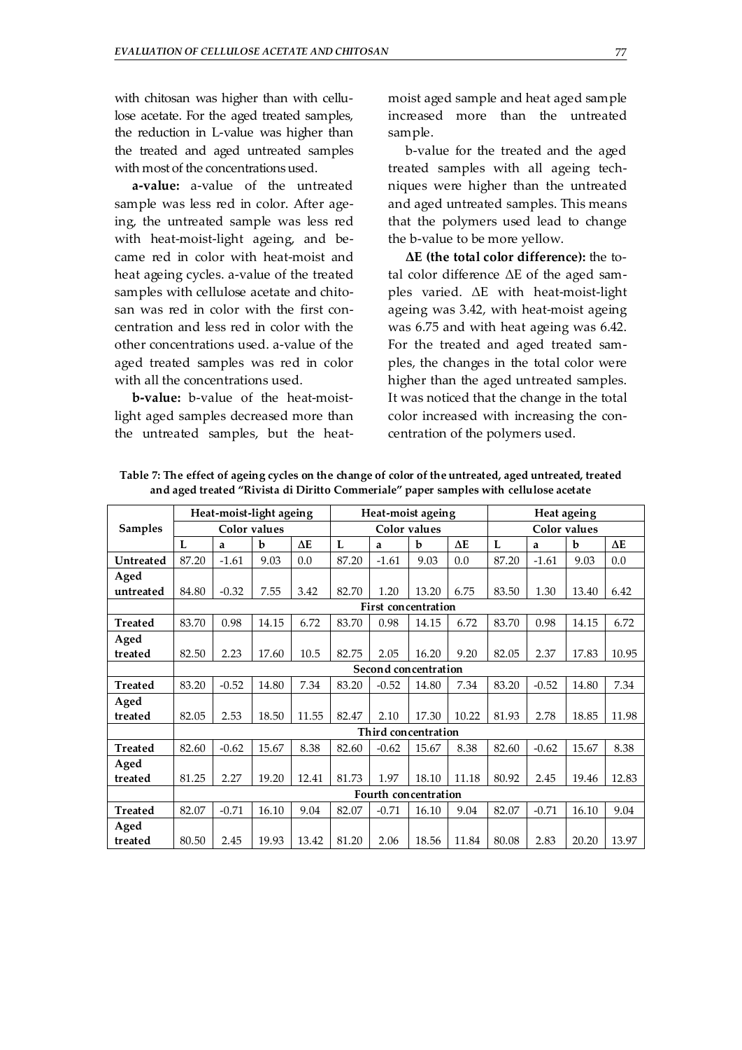with chitosan was higher than with cellulose acetate. For the aged treated samples, the reduction in L-value was higher than the treated and aged untreated samples with most of the concentrations used.

**a-value:** a-value of the untreated sample was less red in color. After ageing, the untreated sample was less red with heat-moist-light ageing, and became red in color with heat-moist and heat ageing cycles. a-value of the treated samples with cellulose acetate and chitosan was red in color with the first concentration and less red in color with the other concentrations used. a-value of the aged treated samples was red in color with all the concentrations used.

**b-value:** b-value of the heat-moist-light aged samples decreased more than the untreated samples, but the heat-moist aged sample and heat aged sample increased more than the untreated sample.

b-value for the treated and the aged treated samples with all ageing techniques were higher than the untreated and aged untreated samples. This means that the polymers used lead to change the b-value to be more yellow.

**ΔE (the total color difference):** the total color difference ΔE of the aged samples varied. ΔE with heat-moist-light ageing was 3.42, with heat-moist ageing was 6.75 and with heat ageing was 6.42. For the treated and aged treated samples, the changes in the total color were higher than the aged untreated samples. It was noticed that the change in the total color increased with increasing the concentration of the polymers used.

**Table 7: The effect of ageing cycles on the change of color of the untreated, aged untreated, treated and aged treated "Rivista di Diritto Commeriale" paper samples with cellulose acetate**

| Samples | Heat-moist-light ageing | | | | Heat-moist ageing | | | | Heat ageing | | | |
|---|---|---|---|---|---|---|---|---|---|---|---|---|
| | Color values | | | | Color values | | | | Color values | | | |
| | L | a | b | ΔE | L | a | b | ΔE | L | a | b | ΔE |
| Untreated | 87.20 | -1.61 | 9.03 | 0.0 | 87.20 | -1.61 | 9.03 | 0.0 | 87.20 | -1.61 | 9.03 | 0.0 |
| Aged untreated | 84.80 | -0.32 | 7.55 | 3.42 | 82.70 | 1.20 | 13.20 | 6.75 | 83.50 | 1.30 | 13.40 | 6.42 |
| | First concentration | | | | | | | | | | | |
| Treated | 83.70 | 0.98 | 14.15 | 6.72 | 83.70 | 0.98 | 14.15 | 6.72 | 83.70 | 0.98 | 14.15 | 6.72 |
| Aged treated | 82.50 | 2.23 | 17.60 | 10.5 | 82.75 | 2.05 | 16.20 | 9.20 | 82.05 | 2.37 | 17.83 | 10.95 |
| | Second concentration | | | | | | | | | | | |
| Treated | 83.20 | -0.52 | 14.80 | 7.34 | 83.20 | -0.52 | 14.80 | 7.34 | 83.20 | -0.52 | 14.80 | 7.34 |
| Aged treated | 82.05 | 2.53 | 18.50 | 11.55 | 82.47 | 2.10 | 17.30 | 10.22 | 81.93 | 2.78 | 18.85 | 11.98 |
| | Third concentration | | | | | | | | | | | |
| Treated | 82.60 | -0.62 | 15.67 | 8.38 | 82.60 | -0.62 | 15.67 | 8.38 | 82.60 | -0.62 | 15.67 | 8.38 |
| Aged treated | 81.25 | 2.27 | 19.20 | 12.41 | 81.73 | 1.97 | 18.10 | 11.18 | 80.92 | 2.45 | 19.46 | 12.83 |
| | Fourth concentration | | | | | | | | | | | |
| Treated | 82.07 | -0.71 | 16.10 | 9.04 | 82.07 | -0.71 | 16.10 | 9.04 | 82.07 | -0.71 | 16.10 | 9.04 |
| Aged treated | 80.50 | 2.45 | 19.93 | 13.42 | 81.20 | 2.06 | 18.56 | 11.84 | 80.08 | 2.83 | 20.20 | 13.97 |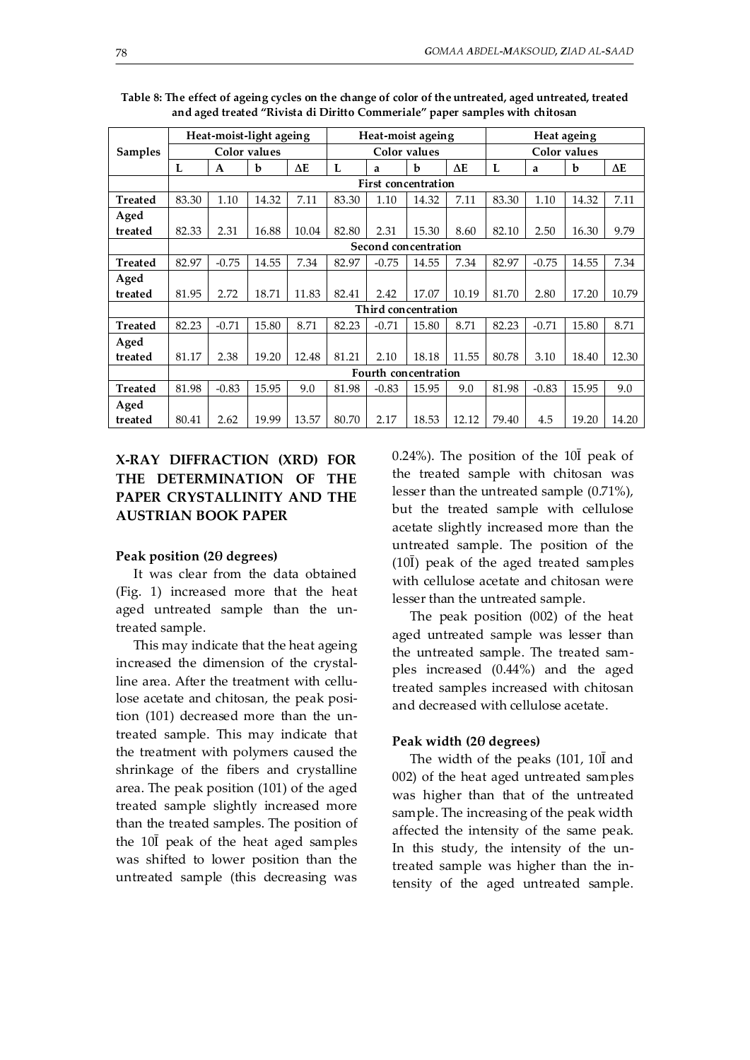**Table 8: The effect of ageing cycles on the change of color of the untreated, aged untreated, treated and aged treated "Rivista di Diritto Commeriale" paper samples with chitosan**

| Samples | Heat-moist-light ageing | | | | Heat-moist ageing | | | | Heat ageing | | | |
|---|---|---|---|---|---|---|---|---|---|---|---|---|
| | Color values | | | | Color values | | | | Color values | | | |
| | L | A | b | ΔE | L | a | b | ΔE | L | a | b | ΔE |
| | **First concentration** | | | | | | | | | | | |
| **Treated** | 83.30 | 1.10 | 14.32 | 7.11 | 83.30 | 1.10 | 14.32 | 7.11 | 83.30 | 1.10 | 14.32 | 7.11 |
| **Aged treated** | 82.33 | 2.31 | 16.88 | 10.04 | 82.80 | 2.31 | 15.30 | 8.60 | 82.10 | 2.50 | 16.30 | 9.79 |
| | **Second concentration** | | | | | | | | | | | |
| **Treated** | 82.97 | -0.75 | 14.55 | 7.34 | 82.97 | -0.75 | 14.55 | 7.34 | 82.97 | -0.75 | 14.55 | 7.34 |
| **Aged treated** | 81.95 | 2.72 | 18.71 | 11.83 | 82.41 | 2.42 | 17.07 | 10.19 | 81.70 | 2.80 | 17.20 | 10.79 |
| | **Third concentration** | | | | | | | | | | | |
| **Treated** | 82.23 | -0.71 | 15.80 | 8.71 | 82.23 | -0.71 | 15.80 | 8.71 | 82.23 | -0.71 | 15.80 | 8.71 |
| **Aged treated** | 81.17 | 2.38 | 19.20 | 12.48 | 81.21 | 2.10 | 18.18 | 11.55 | 80.78 | 3.10 | 18.40 | 12.30 |
| | **Fourth concentration** | | | | | | | | | | | |
| **Treated** | 81.98 | -0.83 | 15.95 | 9.0 | 81.98 | -0.83 | 15.95 | 9.0 | 81.98 | -0.83 | 15.95 | 9.0 |
| **Aged treated** | 80.41 | 2.62 | 19.99 | 13.57 | 80.70 | 2.17 | 18.53 | 12.12 | 79.40 | 4.5 | 19.20 | 14.20 |

## X-RAY DIFFRACTION (XRD) FOR THE DETERMINATION OF THE PAPER CRYSTALLINITY AND THE AUSTRIAN BOOK PAPER

### Peak position (2θ degrees)

It was clear from the data obtained (Fig. 1) increased more that the heat aged untreated sample than the untreated sample.

This may indicate that the heat ageing increased the dimension of the crystalline area. After the treatment with cellulose acetate and chitosan, the peak position (101) decreased more than the untreated sample. This may indicate that the treatment with polymers caused the shrinkage of the fibers and crystalline area. The peak position (101) of the aged treated sample slightly increased more than the treated samples. The position of the $10\bar{I}$ peak of the heat aged samples was shifted to lower position than the untreated sample (this decreasing was 0.24%). The position of the $10\bar{I}$ peak of the treated sample with chitosan was lesser than the untreated sample (0.71%), but the treated sample with cellulose acetate slightly increased more than the untreated sample. The position of the ($10\bar{I}$) peak of the aged treated samples with cellulose acetate and chitosan were lesser than the untreated sample.

The peak position (002) of the heat aged untreated sample was lesser than the untreated sample. The treated samples increased (0.44%) and the aged treated samples increased with chitosan and decreased with cellulose acetate.

### Peak width (2θ degrees)

The width of the peaks (101, $10\bar{I}$ and 002) of the heat aged untreated samples was higher than that of the untreated sample. The increasing of the peak width affected the intensity of the same peak. In this study, the intensity of the untreated sample was higher than the intensity of the aged untreated sample.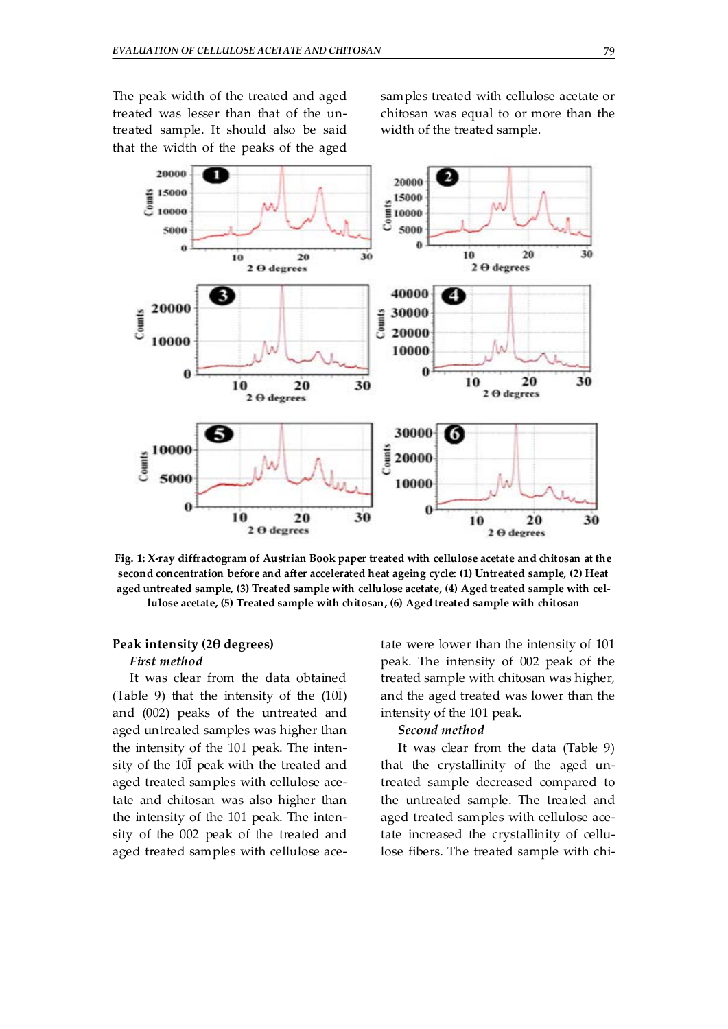The peak width of the treated and aged treated was lesser than that of the untreated sample. It should also be said that the width of the peaks of the aged samples treated with cellulose acetate or chitosan was equal to or more than the width of the treated sample.

**Fig. 1: X-ray diffractogram of Austrian Book paper treated with cellulose acetate and chitosan at the second concentration before and after accelerated heat ageing cycle: (1) Untreated sample, (2) Heat aged untreated sample, (3) Treated sample with cellulose acetate, (4) Aged treated sample with cellulose acetate, (5) Treated sample with chitosan, (6) Aged treated sample with chitosan**

**Peak intensity (2θ degrees)**

*First method*

It was clear from the data obtained (Table 9) that the intensity of the (10Ī) and (002) peaks of the untreated and aged untreated samples was higher than the intensity of the 101 peak. The intensity of the 10Ī peak with the treated and aged treated samples with cellulose acetate and chitosan was also higher than the intensity of the 101 peak. The intensity of the 002 peak of the treated and aged treated samples with cellulose acetate were lower than the intensity of 101 peak. The intensity of 002 peak of the treated sample with chitosan was higher, and the aged treated was lower than the intensity of the 101 peak.

*Second method*

It was clear from the data (Table 9) that the crystallinity of the aged untreated sample decreased compared to the untreated sample. The treated and aged treated samples with cellulose acetate increased the crystallinity of cellulose fibers. The treated sample with chi-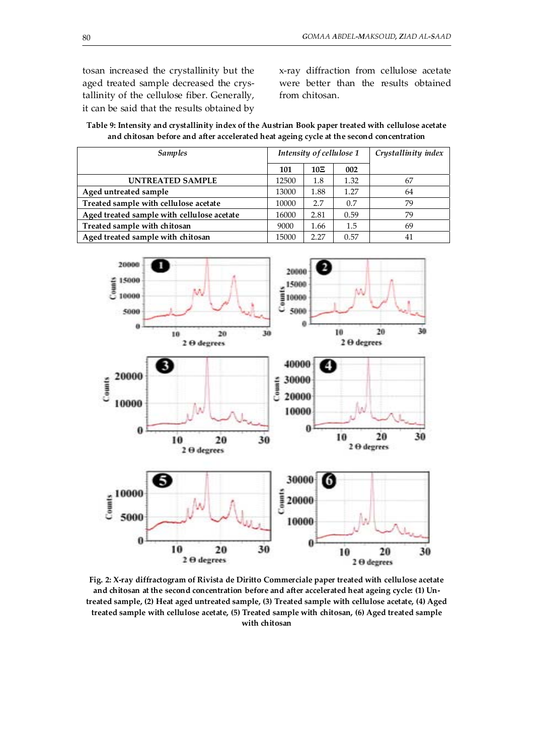tosan increased the crystallinity but the aged treated sample decreased the crystallinity of the cellulose fiber. Generally, it can be said that the results obtained by x-ray diffraction from cellulose acetate were better than the results obtained from chitosan.

**Table 9: Intensity and crystallinity index of the Austrian Book paper treated with cellulose acetate and chitosan before and after accelerated heat ageing cycle at the second concentration**

| *Samples* | *Intensity of cellulose 1* | | | *Crystallinity index* |
|---|---|---|---|---|
| | **101** | **10Ξ** | **002** | |
| **UNTREATED SAMPLE** | 12500 | 1.8 | 1.32 | 67 |
| **Aged untreated sample** | 13000 | 1.88 | 1.27 | 64 |
| **Treated sample with cellulose acetate** | 10000 | 2.7 | 0.7 | 79 |
| **Aged treated sample with cellulose acetate** | 16000 | 2.81 | 0.59 | 79 |
| **Treated sample with chitosan** | 9000 | 1.66 | 1.5 | 69 |
| **Aged treated sample with chitosan** | 15000 | 2.27 | 0.57 | 41 |

**Fig. 2: X-ray diffractogram of Rivista de Diritto Commerciale paper treated with cellulose acetate and chitosan at the second concentration before and after accelerated heat ageing cycle: (1) Untreated sample, (2) Heat aged untreated sample, (3) Treated sample with cellulose acetate, (4) Aged treated sample with cellulose acetate, (5) Treated sample with chitosan, (6) Aged treated sample with chitosan**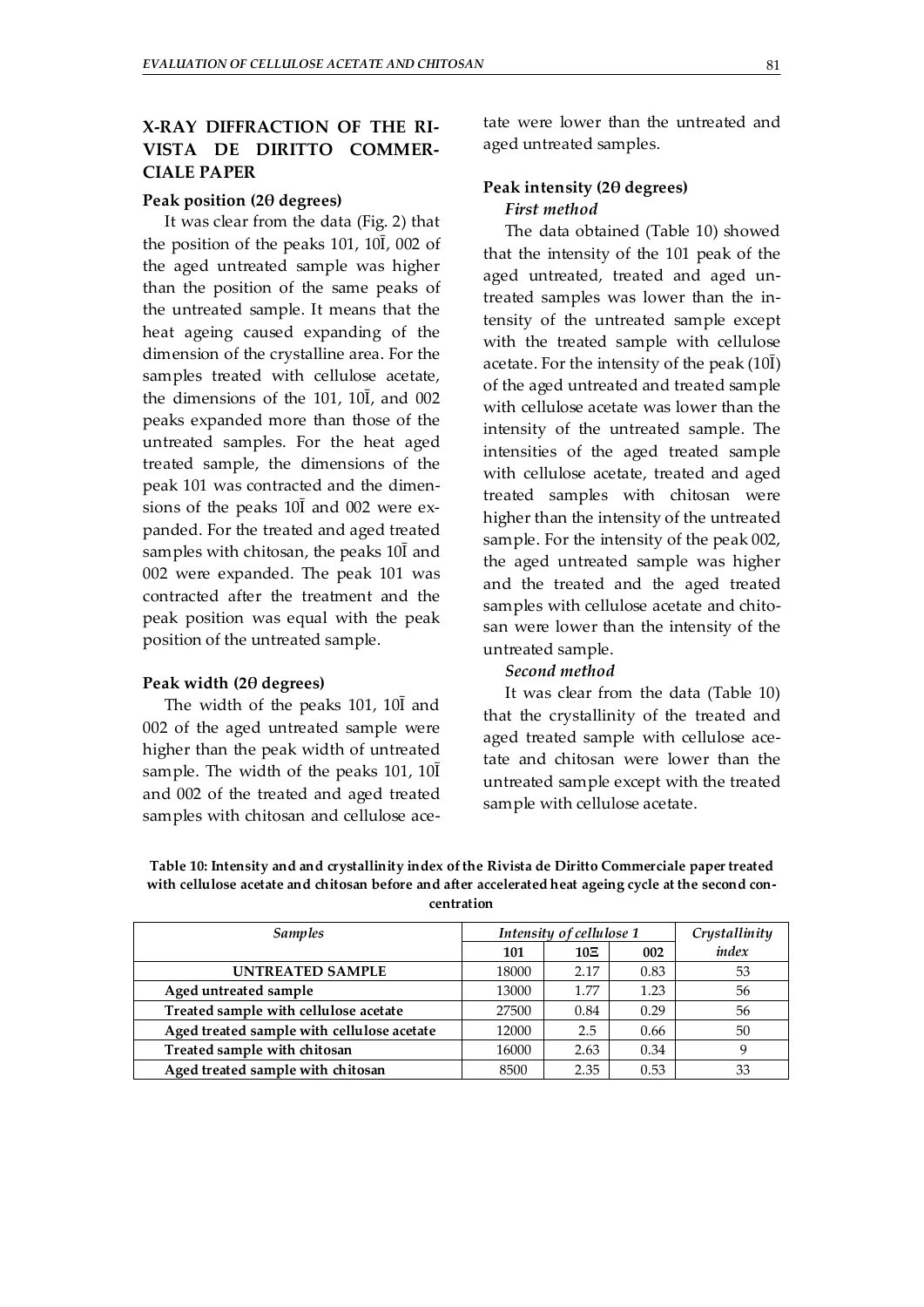## X-RAY DIFFRACTION OF THE RIVISTA DE DIRITTO COMMERCIALE PAPER

### Peak position (2θ degrees)

It was clear from the data (Fig. 2) that the position of the peaks 101, 10Ī, 002 of the aged untreated sample was higher than the position of the same peaks of the untreated sample. It means that the heat ageing caused expanding of the dimension of the crystalline area. For the samples treated with cellulose acetate, the dimensions of the 101, 10Ī, and 002 peaks expanded more than those of the untreated samples. For the heat aged treated sample, the dimensions of the peak 101 was contracted and the dimensions of the peaks 10Ī and 002 were expanded. For the treated and aged treated samples with chitosan, the peaks 10Ī and 002 were expanded. The peak 101 was contracted after the treatment and the peak position was equal with the peak position of the untreated sample.

### Peak width (2θ degrees)

The width of the peaks 101, 10Ī and 002 of the aged untreated sample were higher than the peak width of untreated sample. The width of the peaks 101, 10Ī and 002 of the treated and aged treated samples with chitosan and cellulose acetate were lower than the untreated and aged untreated samples.

### Peak intensity (2θ degrees)

*First method*

The data obtained (Table 10) showed that the intensity of the 101 peak of the aged untreated, treated and aged untreated samples was lower than the intensity of the untreated sample except with the treated sample with cellulose acetate. For the intensity of the peak (10Ī) of the aged untreated and treated sample with cellulose acetate was lower than the intensity of the untreated sample. The intensities of the aged treated sample with cellulose acetate, treated and aged treated samples with chitosan were higher than the intensity of the untreated sample. For the intensity of the peak 002, the aged untreated sample was higher and the treated and the aged treated samples with cellulose acetate and chitosan were lower than the intensity of the untreated sample.

*Second method*

It was clear from the data (Table 10) that the crystallinity of the treated and aged treated sample with cellulose acetate and chitosan were lower than the untreated sample except with the treated sample with cellulose acetate.

**Table 10: Intensity and and crystallinity index of the Rivista de Diritto Commerciale paper treated with cellulose acetate and chitosan before and after accelerated heat ageing cycle at the second concentration**

| *Samples* | *Intensity of cellulose 1* | | | *Crystallinity index* |
|---|---|---|---|---|
| | **101** | **10Ξ** | **002** | |
| **UNTREATED SAMPLE** | 18000 | 2.17 | 0.83 | 53 |
| **Aged untreated sample** | 13000 | 1.77 | 1.23 | 56 |
| **Treated sample with cellulose acetate** | 27500 | 0.84 | 0.29 | 56 |
| **Aged treated sample with cellulose acetate** | 12000 | 2.5 | 0.66 | 50 |
| **Treated sample with chitosan** | 16000 | 2.63 | 0.34 | 9 |
| **Aged treated sample with chitosan** | 8500 | 2.35 | 0.53 | 33 |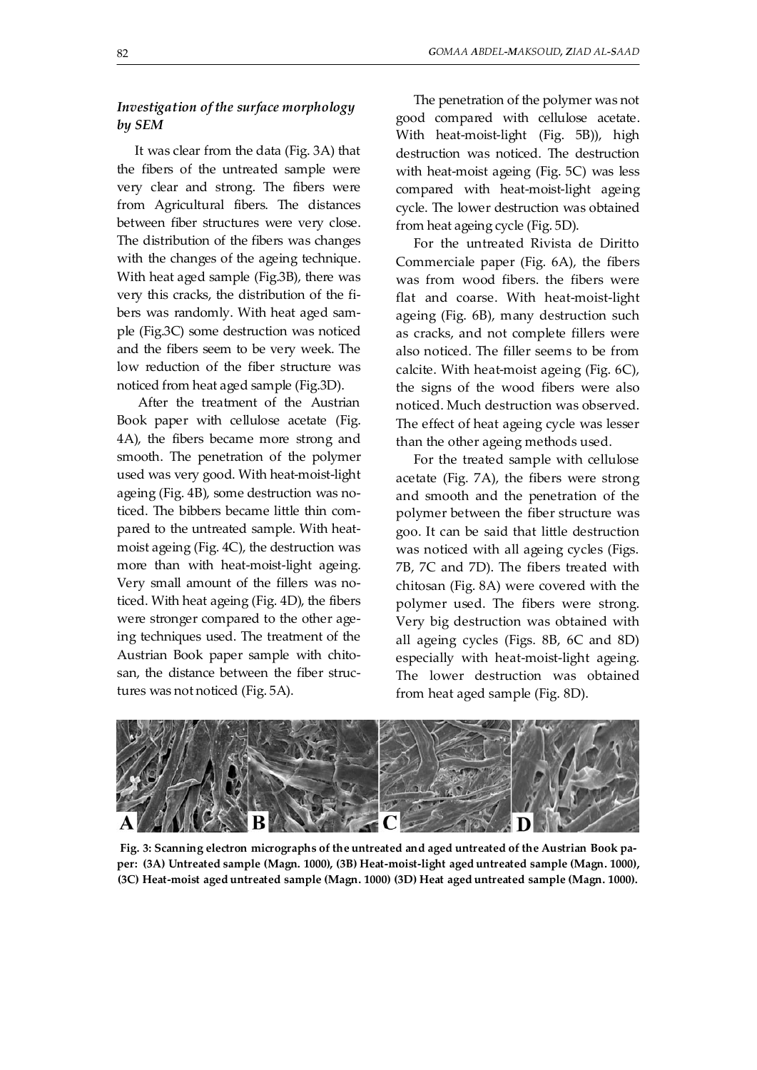### *Investigation of the surface morphology by SEM*

It was clear from the data (Fig. 3A) that the fibers of the untreated sample were very clear and strong. The fibers were from Agricultural fibers. The distances between fiber structures were very close. The distribution of the fibers was changes with the changes of the ageing technique. With heat aged sample (Fig.3B), there was very this cracks, the distribution of the fibers was randomly. With heat aged sample (Fig.3C) some destruction was noticed and the fibers seem to be very week. The low reduction of the fiber structure was noticed from heat aged sample (Fig.3D).

After the treatment of the Austrian Book paper with cellulose acetate (Fig. 4A), the fibers became more strong and smooth. The penetration of the polymer used was very good. With heat-moist-light ageing (Fig. 4B), some destruction was noticed. The bibbers became little thin compared to the untreated sample. With heat-moist ageing (Fig. 4C), the destruction was more than with heat-moist-light ageing. Very small amount of the fillers was noticed. With heat ageing (Fig. 4D), the fibers were stronger compared to the other ageing techniques used. The treatment of the Austrian Book paper sample with chitosan, the distance between the fiber structures was not noticed (Fig. 5A).

The penetration of the polymer was not good compared with cellulose acetate. With heat-moist-light (Fig. 5B)), high destruction was noticed. The destruction with heat-moist ageing (Fig. 5C) was less compared with heat-moist-light ageing cycle. The lower destruction was obtained from heat ageing cycle (Fig. 5D).

For the untreated Rivista de Diritto Commerciale paper (Fig. 6A), the fibers was from wood fibers. the fibers were flat and coarse. With heat-moist-light ageing (Fig. 6B), many destruction such as cracks, and not complete fillers were also noticed. The filler seems to be from calcite. With heat-moist ageing (Fig. 6C), the signs of the wood fibers were also noticed. Much destruction was observed. The effect of heat ageing cycle was lesser than the other ageing methods used.

For the treated sample with cellulose acetate (Fig. 7A), the fibers were strong and smooth and the penetration of the polymer between the fiber structure was goo. It can be said that little destruction was noticed with all ageing cycles (Figs. 7B, 7C and 7D). The fibers treated with chitosan (Fig. 8A) were covered with the polymer used. The fibers were strong. Very big destruction was obtained with all ageing cycles (Figs. 8B, 6C and 8D) especially with heat-moist-light ageing. The lower destruction was obtained from heat aged sample (Fig. 8D).

**Fig. 3: Scanning electron micrographs of the untreated and aged untreated of the Austrian Book paper: (3A) Untreated sample (Magn. 1000), (3B) Heat-moist-light aged untreated sample (Magn. 1000), (3C) Heat-moist aged untreated sample (Magn. 1000) (3D) Heat aged untreated sample (Magn. 1000).**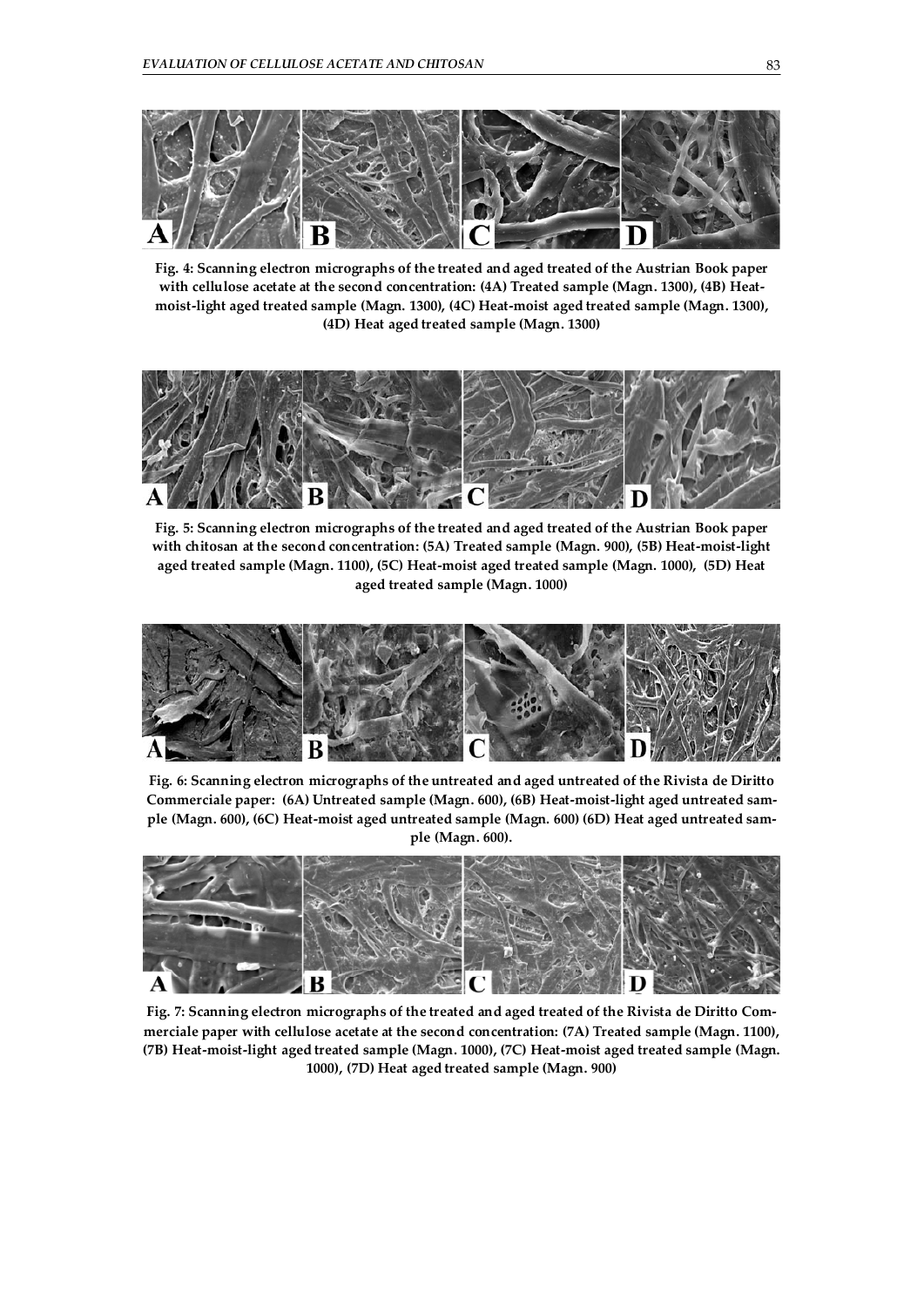**Fig. 4: Scanning electron micrographs of the treated and aged treated of the Austrian Book paper with cellulose acetate at the second concentration: (4A) Treated sample (Magn. 1300), (4B) Heat-moist-light aged treated sample (Magn. 1300), (4C) Heat-moist aged treated sample (Magn. 1300), (4D) Heat aged treated sample (Magn. 1300)**

**Fig. 5: Scanning electron micrographs of the treated and aged treated of the Austrian Book paper with chitosan at the second concentration: (5A) Treated sample (Magn. 900), (5B) Heat-moist-light aged treated sample (Magn. 1100), (5C) Heat-moist aged treated sample (Magn. 1000), (5D) Heat aged treated sample (Magn. 1000)**

**Fig. 6: Scanning electron micrographs of the untreated and aged untreated of the Rivista de Diritto Commerciale paper: (6A) Untreated sample (Magn. 600), (6B) Heat-moist-light aged untreated sample (Magn. 600), (6C) Heat-moist aged untreated sample (Magn. 600) (6D) Heat aged untreated sample (Magn. 600).**

**Fig. 7: Scanning electron micrographs of the treated and aged treated of the Rivista de Diritto Commerciale paper with cellulose acetate at the second concentration: (7A) Treated sample (Magn. 1100), (7B) Heat-moist-light aged treated sample (Magn. 1000), (7C) Heat-moist aged treated sample (Magn. 1000), (7D) Heat aged treated sample (Magn. 900)**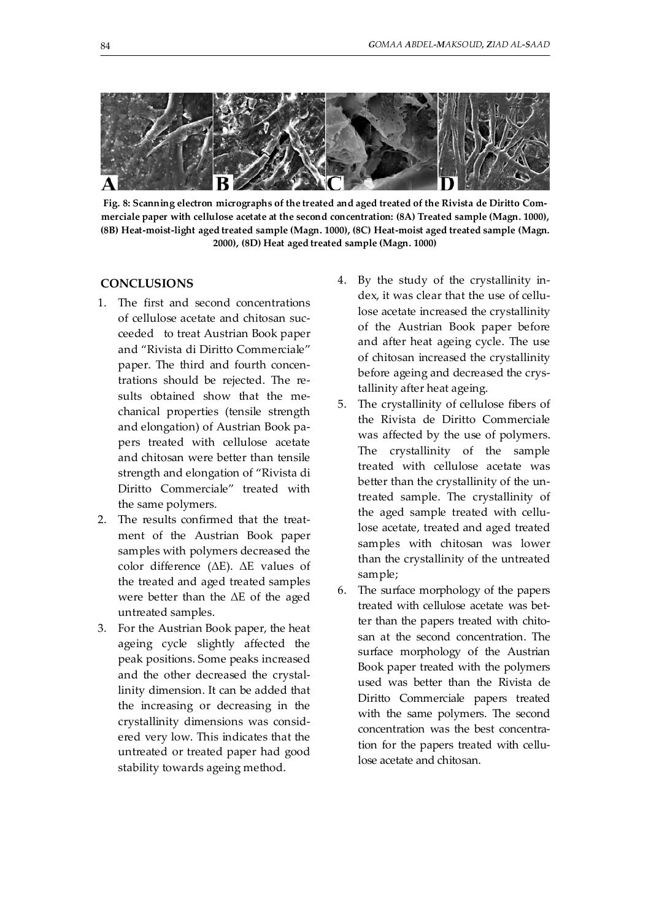**Fig. 8: Scanning electron micrographs of the treated and aged treated of the Rivista de Diritto Commerciale paper with cellulose acetate at the second concentration: (8A) Treated sample (Magn. 1000), (8B) Heat-moist-light aged treated sample (Magn. 1000), (8C) Heat-moist aged treated sample (Magn. 2000), (8D) Heat aged treated sample (Magn. 1000)**

## CONCLUSIONS

1. The first and second concentrations of cellulose acetate and chitosan succeeded to treat Austrian Book paper and "Rivista di Diritto Commerciale" paper. The third and fourth concentrations should be rejected. The results obtained show that the mechanical properties (tensile strength and elongation) of Austrian Book papers treated with cellulose acetate and chitosan were better than tensile strength and elongation of "Rivista di Diritto Commerciale" treated with the same polymers.
2. The results confirmed that the treatment of the Austrian Book paper samples with polymers decreased the color difference ($\Delta E$). $\Delta E$ values of the treated and aged treated samples were better than the $\Delta E$ of the aged untreated samples.
3. For the Austrian Book paper, the heat ageing cycle slightly affected the peak positions. Some peaks increased and the other decreased the crystallinity dimension. It can be added that the increasing or decreasing in the crystallinity dimensions was considered very low. This indicates that the untreated or treated paper had good stability towards ageing method.
4. By the study of the crystallinity index, it was clear that the use of cellulose acetate increased the crystallinity of the Austrian Book paper before and after heat ageing cycle. The use of chitosan increased the crystallinity before ageing and decreased the crystallinity after heat ageing.
5. The crystallinity of cellulose fibers of the Rivista de Diritto Commerciale was affected by the use of polymers. The crystallinity of the sample treated with cellulose acetate was better than the crystallinity of the untreated sample. The crystallinity of the aged sample treated with cellulose acetate, treated and aged treated samples with chitosan was lower than the crystallinity of the untreated sample;
6. The surface morphology of the papers treated with cellulose acetate was better than the papers treated with chitosan at the second concentration. The surface morphology of the Austrian Book paper treated with the polymers used was better than the Rivista de Diritto Commerciale papers treated with the same polymers. The second concentration was the best concentration for the papers treated with cellulose acetate and chitosan.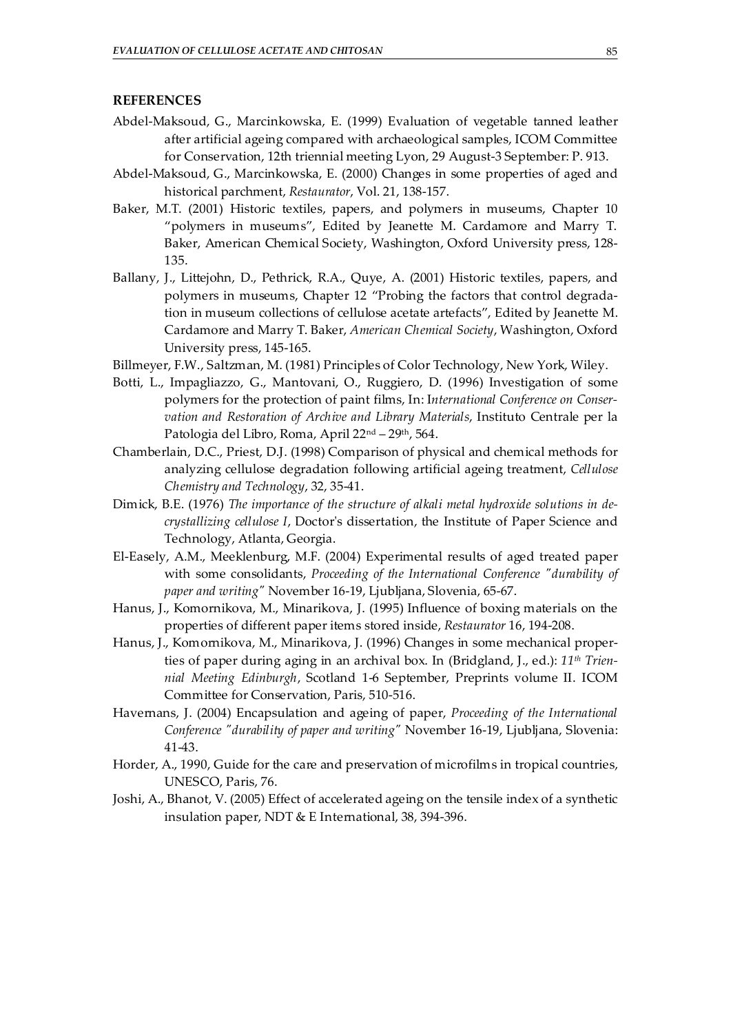## REFERENCES

Abdel-Maksoud, G., Marcinkowska, E. (1999) Evaluation of vegetable tanned leather after artificial ageing compared with archaeological samples, ICOM Committee for Conservation, 12th triennial meeting Lyon, 29 August-3 September: P. 913.

Abdel-Maksoud, G., Marcinkowska, E. (2000) Changes in some properties of aged and historical parchment, *Restaurator*, Vol. 21, 138-157.

Baker, M.T. (2001) Historic textiles, papers, and polymers in museums, Chapter 10 "polymers in museums", Edited by Jeanette M. Cardamore and Marry T. Baker, American Chemical Society, Washington, Oxford University press, 128-135.

Ballany, J., Littejohn, D., Pethrick, R.A., Quye, A. (2001) Historic textiles, papers, and polymers in museums, Chapter 12 "Probing the factors that control degradation in museum collections of cellulose acetate artefacts", Edited by Jeanette M. Cardamore and Marry T. Baker, *American Chemical Society*, Washington, Oxford University press, 145-165.

Billmeyer, F.W., Saltzman, M. (1981) Principles of Color Technology, New York, Wiley.

Botti, L., Impagliazzo, G., Mantovani, O., Ruggiero, D. (1996) Investigation of some polymers for the protection of paint films, In: I*nternational Conference on Conservation and Restoration of Archive and Library Materials*, Instituto Centrale per la Patologia del Libro, Roma, April 22nd – 29th, 564.

Chamberlain, D.C., Priest, D.J. (1998) Comparison of physical and chemical methods for analyzing cellulose degradation following artificial ageing treatment, *Cellulose Chemistry and Technology*, 32, 35-41.

Dimick, B.E. (1976) *The importance of the structure of alkali metal hydroxide solutions in decrystallizing cellulose I*, Doctor's dissertation, the Institute of Paper Science and Technology, Atlanta, Georgia.

El-Easely, A.M., Meeklenburg, M.F. (2004) Experimental results of aged treated paper with some consolidants, *Proceeding of the International Conference "durability of paper and writing"* November 16-19, Ljubljana, Slovenia, 65-67.

Hanus, J., Komornikova, M., Minarikova, J. (1995) Influence of boxing materials on the properties of different paper items stored inside, *Restaurator* 16, 194-208.

Hanus, J., Komornikova, M., Minarikova, J. (1996) Changes in some mechanical properties of paper during aging in an archival box. In (Bridgland, J., ed.): *11th Triennial Meeting Edinburgh*, Scotland 1-6 September, Preprints volume II. ICOM Committee for Conservation, Paris, 510-516.

Havernans, J. (2004) Encapsulation and ageing of paper, *Proceeding of the International Conference "durability of paper and writing"* November 16-19, Ljubljana, Slovenia: 41-43.

Horder, A., 1990, Guide for the care and preservation of microfilms in tropical countries, UNESCO, Paris, 76.

Joshi, A., Bhanot, V. (2005) Effect of accelerated ageing on the tensile index of a synthetic insulation paper, NDT & E International, 38, 394-396.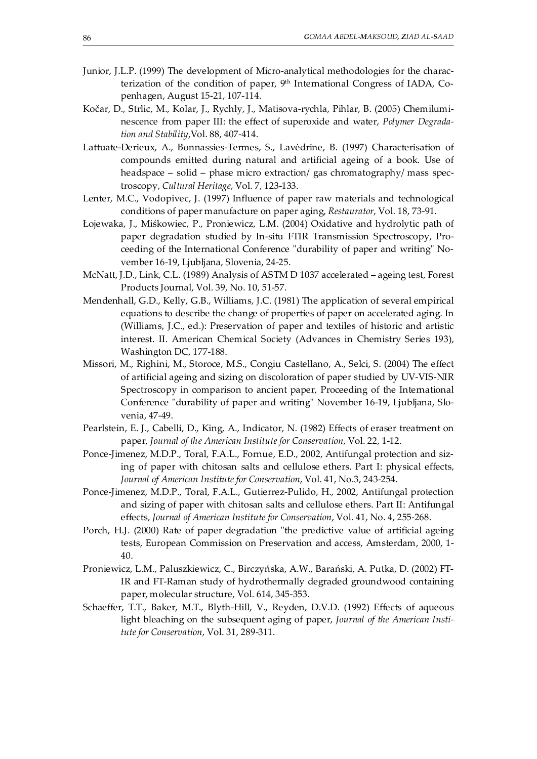Junior, J.L.P. (1999) The development of Micro-analytical methodologies for the characterization of the condition of paper, 9th International Congress of IADA, Copenhagen, August 15-21, 107-114.

Kočar, D., Strlic, M., Kolar, J., Rychly, J., Matisova-rychla, Pihlar, B. (2005) Chemiluminescence from paper III: the effect of superoxide and water, *Polymer Degradation and Stability*,Vol. 88, 407-414.

Lattuate-Derieux, A., Bonnassies-Termes, S., Lavėdrine, B. (1997) Characterisation of compounds emitted during natural and artificial ageing of a book. Use of headspace – solid – phase micro extraction/ gas chromatography/ mass spectroscopy, *Cultural Heritage*, Vol. 7, 123-133.

Lenter, M.C., Vodopivec, J. (1997) Influence of paper raw materials and technological conditions of paper manufacture on paper aging, *Restaurator*, Vol. 18, 73-91.

Łojewaka, J., Miśkowiec, P., Proniewicz, L.M. (2004) Oxidative and hydrolytic path of paper degradation studied by In-situ FTIR Transmission Spectroscopy, Proceeding of the International Conference "durability of paper and writing" November 16-19, Ljubljana, Slovenia, 24-25.

McNatt, J.D., Link, C.L. (1989) Analysis of ASTM D 1037 accelerated – ageing test, Forest Products Journal, Vol. 39, No. 10, 51-57.

Mendenhall, G.D., Kelly, G.B., Williams, J.C. (1981) The application of several empirical equations to describe the change of properties of paper on accelerated aging. In (Williams, J.C., ed.): Preservation of paper and textiles of historic and artistic interest. II. American Chemical Society (Advances in Chemistry Series 193), Washington DC, 177-188.

Missori, M., Righini, M., Storoce, M.S., Congiu Castellano, A., Selci, S. (2004) The effect of artificial ageing and sizing on discoloration of paper studied by UV-VIS-NIR Spectroscopy in comparison to ancient paper, Proceeding of the International Conference "durability of paper and writing" November 16-19, Ljubljana, Slovenia, 47-49.

Pearlstein, E. J., Cabelli, D., King, A., Indicator, N. (1982) Effects of eraser treatment on paper, *Journal of the American Institute for Conservation*, Vol. 22, 1-12.

Ponce-Jimenez, M.D.P., Toral, F.A.L., Fornue, E.D., 2002, Antifungal protection and sizing of paper with chitosan salts and cellulose ethers. Part I: physical effects, *Journal of American Institute for Conservation*, Vol. 41, No.3, 243-254.

Ponce-Jimenez, M.D.P., Toral, F.A.L., Gutierrez-Pulido, H., 2002, Antifungal protection and sizing of paper with chitosan salts and cellulose ethers. Part II: Antifungal effects, *Journal of American Institute for Conservation*, Vol. 41, No. 4, 255-268.

Porch, H.J. (2000) Rate of paper degradation "the predictive value of artificial ageing tests, European Commission on Preservation and access, Amsterdam, 2000, 1-40.

Proniewicz, L.M., Paluszkiewicz, C., Birczyńska, A.W., Barański, A. Putka, D. (2002) FT-IR and FT-Raman study of hydrothermally degraded groundwood containing paper, molecular structure, Vol. 614, 345-353.

Schaeffer, T.T., Baker, M.T., Blyth-Hill, V., Reyden, D.V.D. (1992) Effects of aqueous light bleaching on the subsequent aging of paper, *Journal of the American Institute for Conservation*, Vol. 31, 289-311.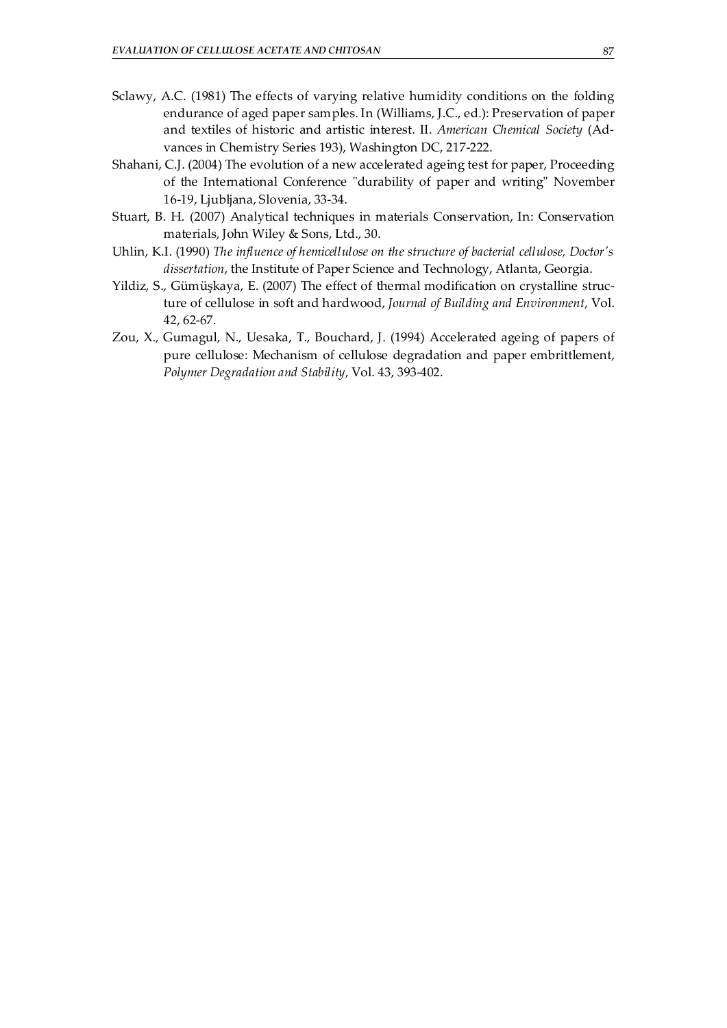Sclawy, A.C. (1981) The effects of varying relative humidity conditions on the folding endurance of aged paper samples. In (Williams, J.C., ed.): Preservation of paper and textiles of historic and artistic interest. II. *American Chemical Society* (Advances in Chemistry Series 193), Washington DC, 217-222.

Shahani, C.J. (2004) The evolution of a new accelerated ageing test for paper, Proceeding of the International Conference "durability of paper and writing" November 16-19, Ljubljana, Slovenia, 33-34.

Stuart, B. H. (2007) Analytical techniques in materials Conservation, In: Conservation materials, John Wiley & Sons, Ltd., 30.

Uhlin, K.I. (1990) *The influence of hemicellulose on the structure of bacterial cellulose, Doctor's dissertation*, the Institute of Paper Science and Technology, Atlanta, Georgia.

Yildiz, S., Gümüşkaya, E. (2007) The effect of thermal modification on crystalline structure of cellulose in soft and hardwood, *Journal of Building and Environment*, Vol. 42, 62-67.

Zou, X., Gumagul, N., Uesaka, T., Bouchard, J. (1994) Accelerated ageing of papers of pure cellulose: Mechanism of cellulose degradation and paper embrittlement, *Polymer Degradation and Stability*, Vol. 43, 393-402.